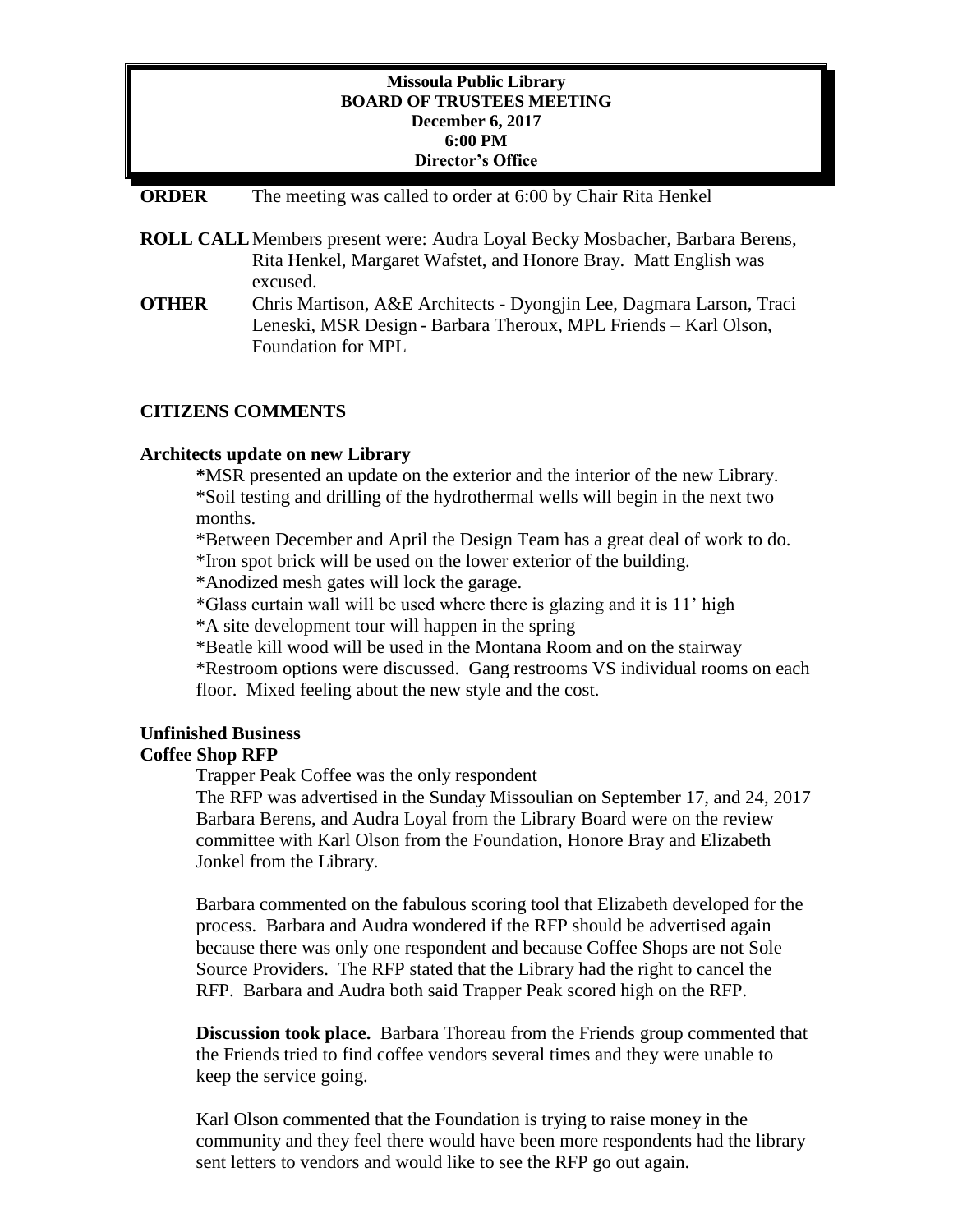# Missoula Public Library
## BOARD OF TRUSTEES MEETING
**December 6, 2017**
**6:00 PM**
**Director's Office**

**ORDER** The meeting was called to order at 6:00 by Chair Rita Henkel

**ROLL CALL** Members present were: Audra Loyal Becky Mosbacher, Barbara Berens, Rita Henkel, Margaret Wafstet, and Honore Bray. Matt English was excused.

**OTHER** Chris Martison, A&E Architects - Dyongjin Lee, Dagmara Larson, Traci Leneski, MSR Design - Barbara Theroux, MPL Friends – Karl Olson, Foundation for MPL

## CITIZENS COMMENTS

### Architects update on new Library

*MSR presented an update on the exterior and the interior of the new Library.
*Soil testing and drilling of the hydrothermal wells will begin in the next two months.
*Between December and April the Design Team has a great deal of work to do.
*Iron spot brick will be used on the lower exterior of the building.
*Anodized mesh gates will lock the garage.
*Glass curtain wall will be used where there is glazing and it is 11' high
*A site development tour will happen in the spring
*Beatle kill wood will be used in the Montana Room and on the stairway
*Restroom options were discussed. Gang restrooms VS individual rooms on each floor. Mixed feeling about the new style and the cost.

### Unfinished Business

### Coffee Shop RFP

Trapper Peak Coffee was the only respondent
The RFP was advertised in the Sunday Missoulian on September 17, and 24, 2017
Barbara Berens, and Audra Loyal from the Library Board were on the review committee with Karl Olson from the Foundation, Honore Bray and Elizabeth Jonkel from the Library.

Barbara commented on the fabulous scoring tool that Elizabeth developed for the process. Barbara and Audra wondered if the RFP should be advertised again because there was only one respondent and because Coffee Shops are not Sole Source Providers. The RFP stated that the Library had the right to cancel the RFP. Barbara and Audra both said Trapper Peak scored high on the RFP.

**Discussion took place.** Barbara Thoreau from the Friends group commented that the Friends tried to find coffee vendors several times and they were unable to keep the service going.

Karl Olson commented that the Foundation is trying to raise money in the community and they feel there would have been more respondents had the library sent letters to vendors and would like to see the RFP go out again.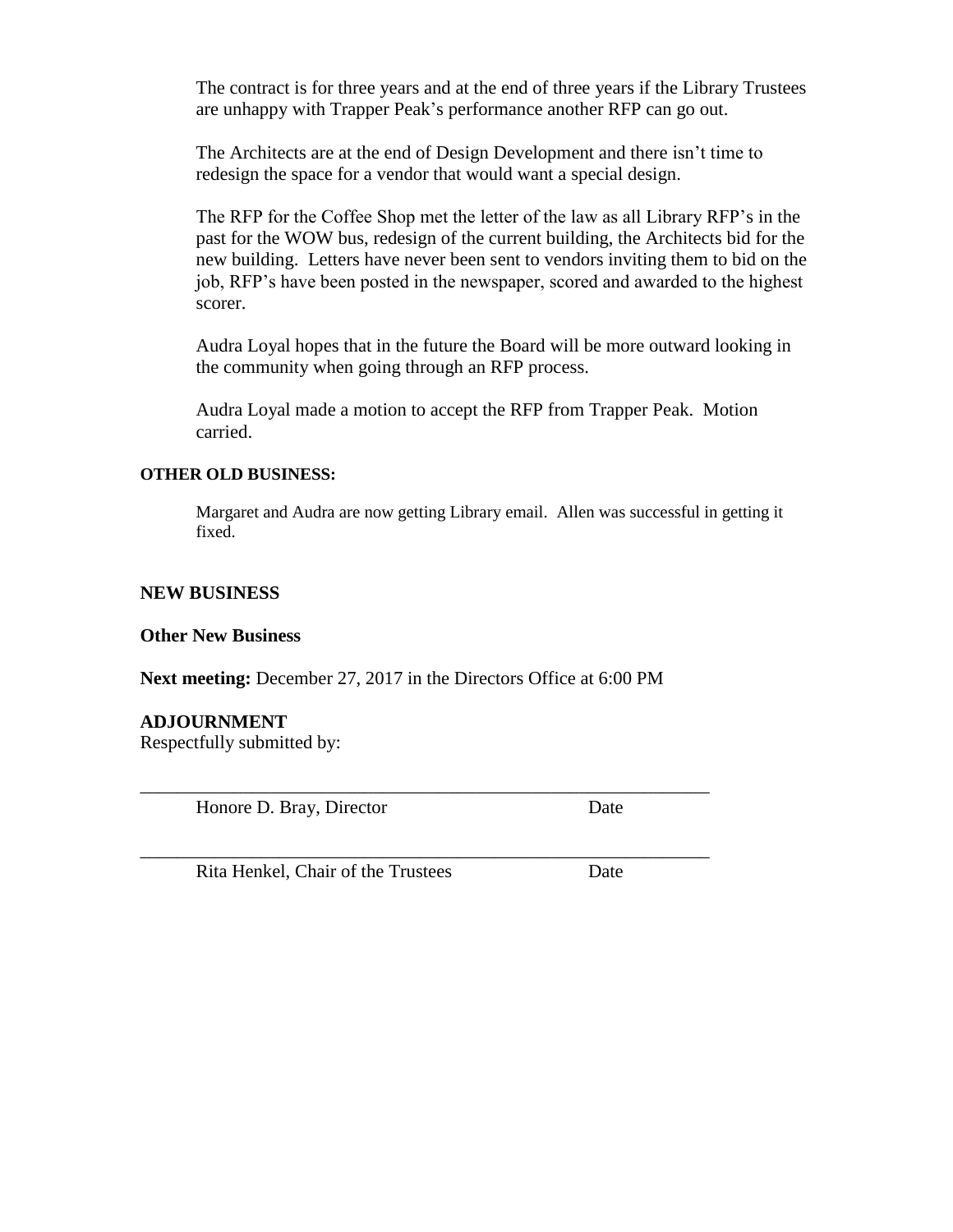The contract is for three years and at the end of three years if the Library Trustees are unhappy with Trapper Peak's performance another RFP can go out.

The Architects are at the end of Design Development and there isn't time to redesign the space for a vendor that would want a special design.

The RFP for the Coffee Shop met the letter of the law as all Library RFP's in the past for the WOW bus, redesign of the current building, the Architects bid for the new building. Letters have never been sent to vendors inviting them to bid on the job, RFP's have been posted in the newspaper, scored and awarded to the highest scorer.

Audra Loyal hopes that in the future the Board will be more outward looking in the community when going through an RFP process.

Audra Loyal made a motion to accept the RFP from Trapper Peak. Motion carried.

**OTHER OLD BUSINESS:**

Margaret and Audra are now getting Library email. Allen was successful in getting it fixed.

**NEW BUSINESS**

**Other New Business**

**Next meeting:** December 27, 2017 in the Directors Office at 6:00 PM

**ADJOURNMENT**

Respectfully submitted by:

\_\_\_\_\_\_\_\_\_\_\_\_\_\_\_\_\_\_\_\_\_\_\_\_\_\_\_\_\_\_\_\_\_\_\_\_\_\_\_\_\_\_\_\_\_\_\_\_\_\_\_\_\_\_\_\_\_\_\_\_\_\_

Honore D. Bray, Director                                   Date

\_\_\_\_\_\_\_\_\_\_\_\_\_\_\_\_\_\_\_\_\_\_\_\_\_\_\_\_\_\_\_\_\_\_\_\_\_\_\_\_\_\_\_\_\_\_\_\_\_\_\_\_\_\_\_\_\_\_\_\_\_\_

Rita Henkel, Chair of the Trustees                      Date